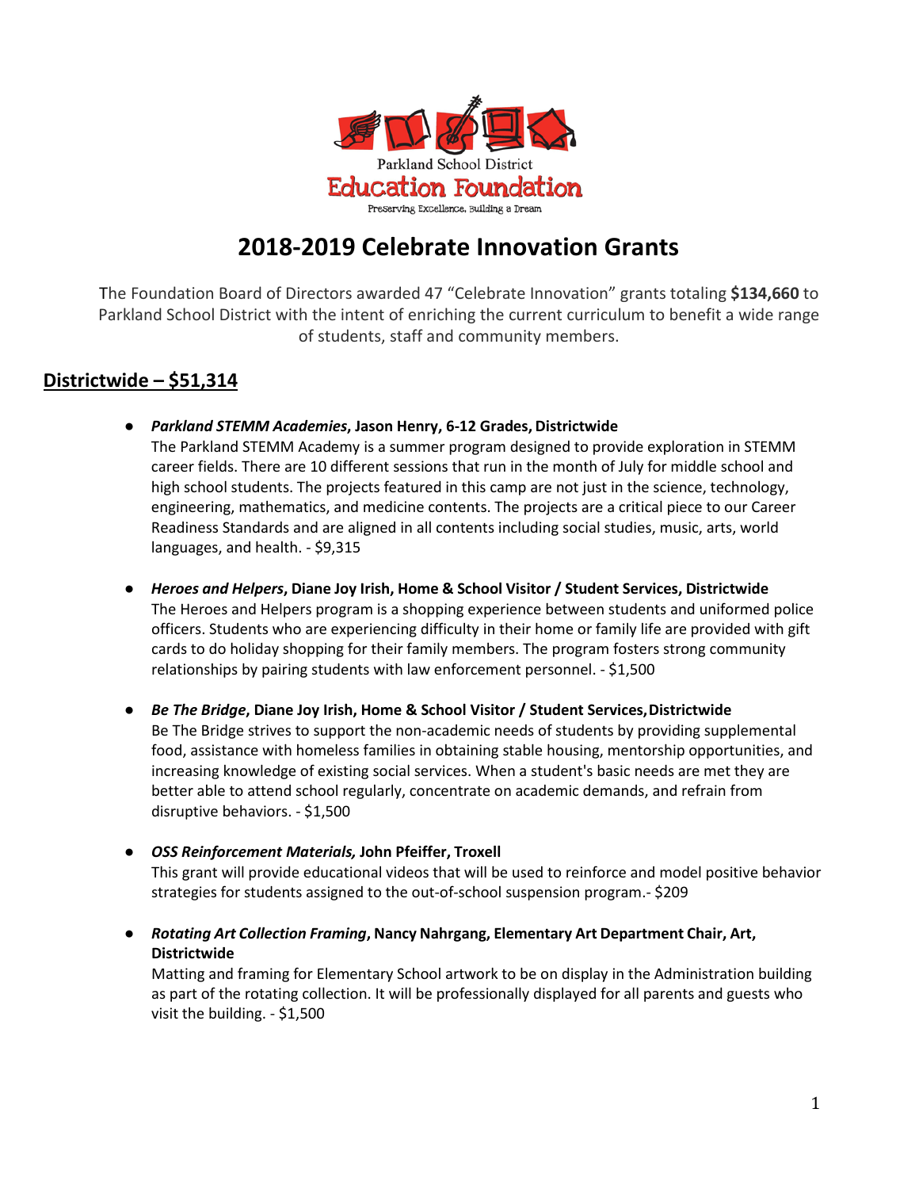Parkland School District

Education Foundation

Preserving Excellence, Building a Dream

# 2018-2019 Celebrate Innovation Grants

The Foundation Board of Directors awarded 47 "Celebrate Innovation" grants totaling **$134,660** to Parkland School District with the intent of enriching the current curriculum to benefit a wide range of students, staff and community members.

## Districtwide – $51,314

- ***Parkland STEMM Academies*, Jason Henry, 6-12 Grades, Districtwide**
  The Parkland STEMM Academy is a summer program designed to provide exploration in STEMM career fields. There are 10 different sessions that run in the month of July for middle school and high school students. The projects featured in this camp are not just in the science, technology, engineering, mathematics, and medicine contents. The projects are a critical piece to our Career Readiness Standards and are aligned in all contents including social studies, music, arts, world languages, and health. - $9,315

- ***Heroes and Helpers*, Diane Joy Irish, Home & School Visitor / Student Services, Districtwide**
  The Heroes and Helpers program is a shopping experience between students and uniformed police officers. Students who are experiencing difficulty in their home or family life are provided with gift cards to do holiday shopping for their family members. The program fosters strong community relationships by pairing students with law enforcement personnel. - $1,500

- ***Be The Bridge*, Diane Joy Irish, Home & School Visitor / Student Services, Districtwide**
  Be The Bridge strives to support the non-academic needs of students by providing supplemental food, assistance with homeless families in obtaining stable housing, mentorship opportunities, and increasing knowledge of existing social services. When a student's basic needs are met they are better able to attend school regularly, concentrate on academic demands, and refrain from disruptive behaviors. - $1,500

- ***OSS Reinforcement Materials,* John Pfeiffer, Troxell**
  This grant will provide educational videos that will be used to reinforce and model positive behavior strategies for students assigned to the out-of-school suspension program.- $209

- ***Rotating Art Collection Framing*, Nancy Nahrgang, Elementary Art Department Chair, Art, Districtwide**
  Matting and framing for Elementary School artwork to be on display in the Administration building as part of the rotating collection. It will be professionally displayed for all parents and guests who visit the building. - $1,500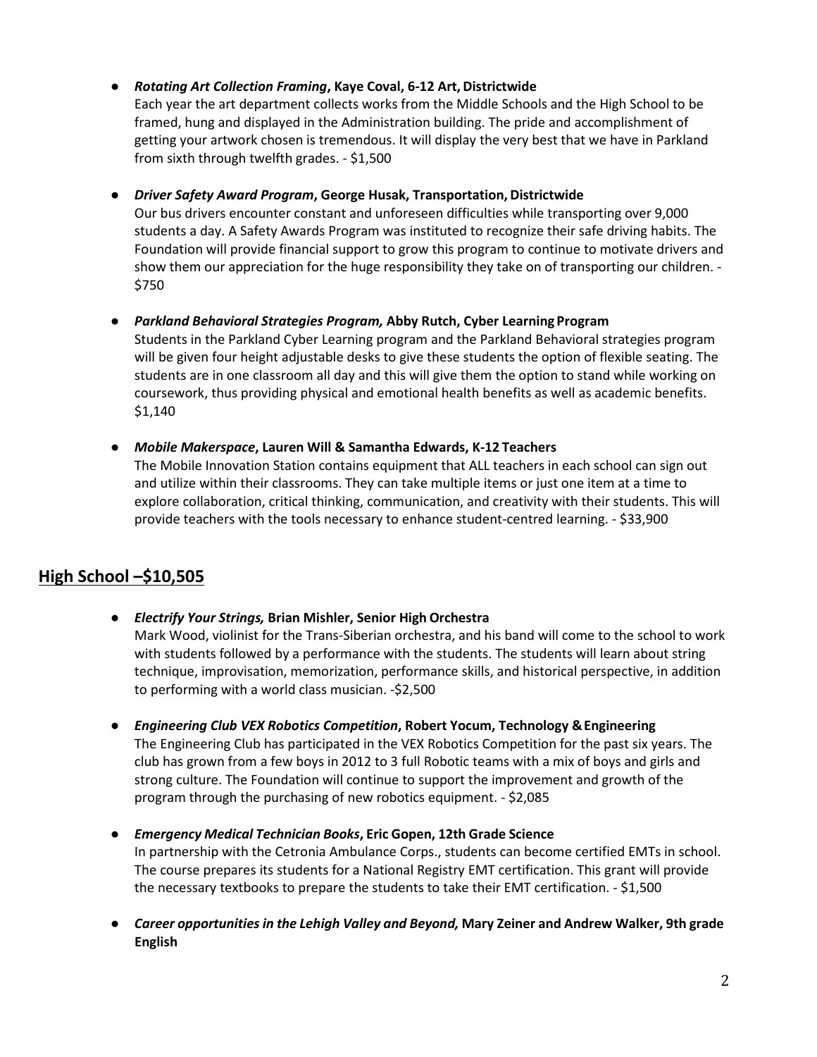- ***Rotating Art Collection Framing*, Kaye Coval, 6-12 Art, Districtwide**
  Each year the art department collects works from the Middle Schools and the High School to be framed, hung and displayed in the Administration building. The pride and accomplishment of getting your artwork chosen is tremendous. It will display the very best that we have in Parkland from sixth through twelfth grades. - $1,500

- ***Driver Safety Award Program*, George Husak, Transportation, Districtwide**
  Our bus drivers encounter constant and unforeseen difficulties while transporting over 9,000 students a day. A Safety Awards Program was instituted to recognize their safe driving habits. The Foundation will provide financial support to grow this program to continue to motivate drivers and show them our appreciation for the huge responsibility they take on of transporting our children. - $750

- ***Parkland Behavioral Strategies Program,* Abby Rutch, Cyber Learning Program**
  Students in the Parkland Cyber Learning program and the Parkland Behavioral strategies program will be given four height adjustable desks to give these students the option of flexible seating. The students are in one classroom all day and this will give them the option to stand while working on coursework, thus providing physical and emotional health benefits as well as academic benefits. $1,140

- ***Mobile Makerspace*, Lauren Will & Samantha Edwards, K-12 Teachers**
  The Mobile Innovation Station contains equipment that ALL teachers in each school can sign out and utilize within their classrooms. They can take multiple items or just one item at a time to explore collaboration, critical thinking, communication, and creativity with their students. This will provide teachers with the tools necessary to enhance student-centred learning. - $33,900

## High School –$10,505

- ***Electrify Your Strings,* Brian Mishler, Senior High Orchestra**
  Mark Wood, violinist for the Trans-Siberian orchestra, and his band will come to the school to work with students followed by a performance with the students. The students will learn about string technique, improvisation, memorization, performance skills, and historical perspective, in addition to performing with a world class musician. -$2,500

- ***Engineering Club VEX Robotics Competition*, Robert Yocum, Technology & Engineering**
  The Engineering Club has participated in the VEX Robotics Competition for the past six years. The club has grown from a few boys in 2012 to 3 full Robotic teams with a mix of boys and girls and strong culture. The Foundation will continue to support the improvement and growth of the program through the purchasing of new robotics equipment. - $2,085

- ***Emergency Medical Technician Books*, Eric Gopen, 12th Grade Science**
  In partnership with the Cetronia Ambulance Corps., students can become certified EMTs in school. The course prepares its students for a National Registry EMT certification. This grant will provide the necessary textbooks to prepare the students to take their EMT certification. - $1,500

- ***Career opportunities in the Lehigh Valley and Beyond,* Mary Zeiner and Andrew Walker, 9th grade English**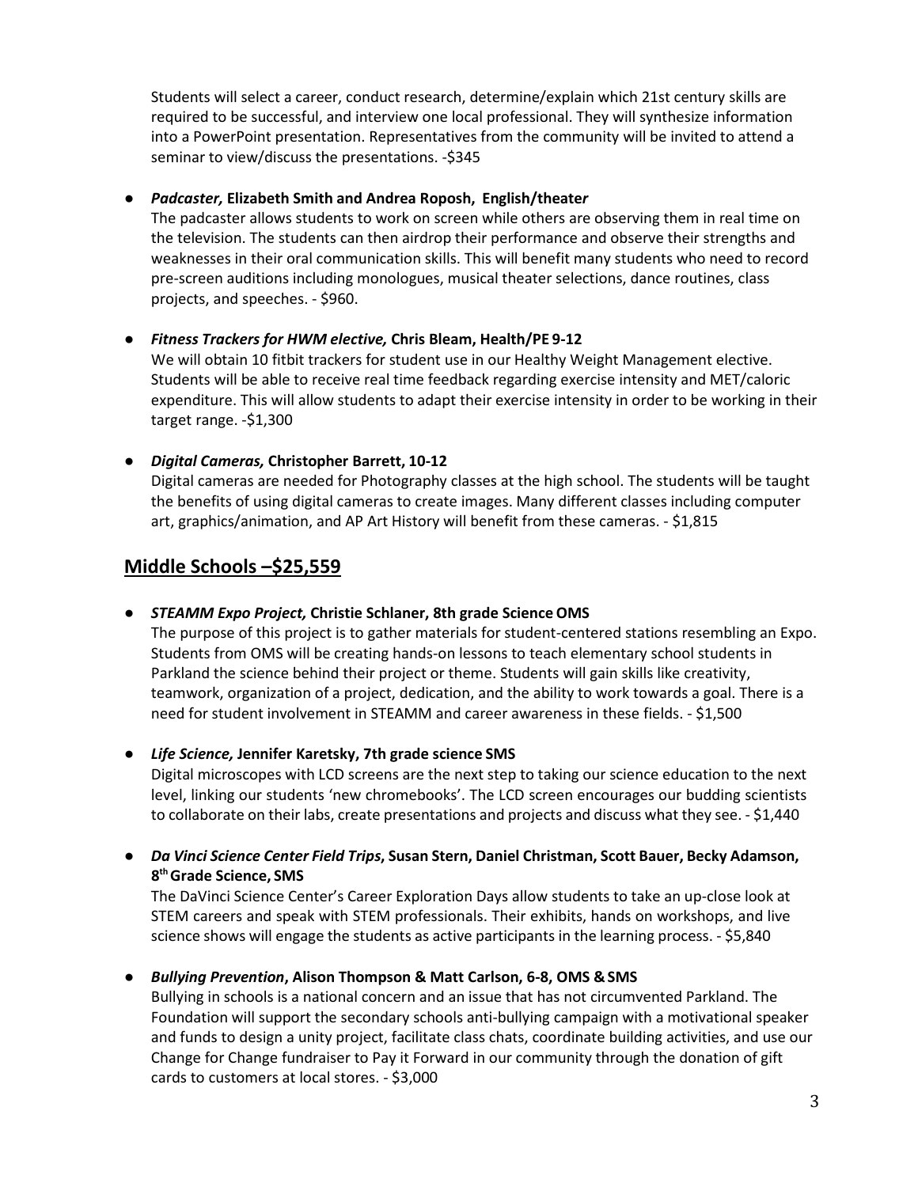Students will select a career, conduct research, determine/explain which 21st century skills are required to be successful, and interview one local professional. They will synthesize information into a PowerPoint presentation. Representatives from the community will be invited to attend a seminar to view/discuss the presentations. -$345

- ***Padcaster,* Elizabeth Smith and Andrea Roposh, English/theater**
  The padcaster allows students to work on screen while others are observing them in real time on the television. The students can then airdrop their performance and observe their strengths and weaknesses in their oral communication skills. This will benefit many students who need to record pre-screen auditions including monologues, musical theater selections, dance routines, class projects, and speeches. - $960.

- ***Fitness Trackers for HWM elective,* Chris Bleam, Health/PE 9-12**
  We will obtain 10 fitbit trackers for student use in our Healthy Weight Management elective. Students will be able to receive real time feedback regarding exercise intensity and MET/caloric expenditure. This will allow students to adapt their exercise intensity in order to be working in their target range. -$1,300

- ***Digital Cameras,* Christopher Barrett, 10-12**
  Digital cameras are needed for Photography classes at the high school. The students will be taught the benefits of using digital cameras to create images. Many different classes including computer art, graphics/animation, and AP Art History will benefit from these cameras. - $1,815

## Middle Schools –$25,559

- ***STEAMM Expo Project,* Christie Schlaner, 8th grade Science OMS**
  The purpose of this project is to gather materials for student-centered stations resembling an Expo. Students from OMS will be creating hands-on lessons to teach elementary school students in Parkland the science behind their project or theme. Students will gain skills like creativity, teamwork, organization of a project, dedication, and the ability to work towards a goal. There is a need for student involvement in STEAMM and career awareness in these fields. - $1,500

- ***Life Science,* Jennifer Karetsky, 7th grade science SMS**
  Digital microscopes with LCD screens are the next step to taking our science education to the next level, linking our students 'new chromebooks'. The LCD screen encourages our budding scientists to collaborate on their labs, create presentations and projects and discuss what they see. - $1,440

- ***Da Vinci Science Center Field Trips*, Susan Stern, Daniel Christman, Scott Bauer, Becky Adamson, 8th Grade Science, SMS**
  The DaVinci Science Center's Career Exploration Days allow students to take an up-close look at STEM careers and speak with STEM professionals. Their exhibits, hands on workshops, and live science shows will engage the students as active participants in the learning process. - $5,840

- ***Bullying Prevention*, Alison Thompson & Matt Carlson, 6-8, OMS & SMS**
  Bullying in schools is a national concern and an issue that has not circumvented Parkland. The Foundation will support the secondary schools anti-bullying campaign with a motivational speaker and funds to design a unity project, facilitate class chats, coordinate building activities, and use our Change for Change fundraiser to Pay it Forward in our community through the donation of gift cards to customers at local stores. - $3,000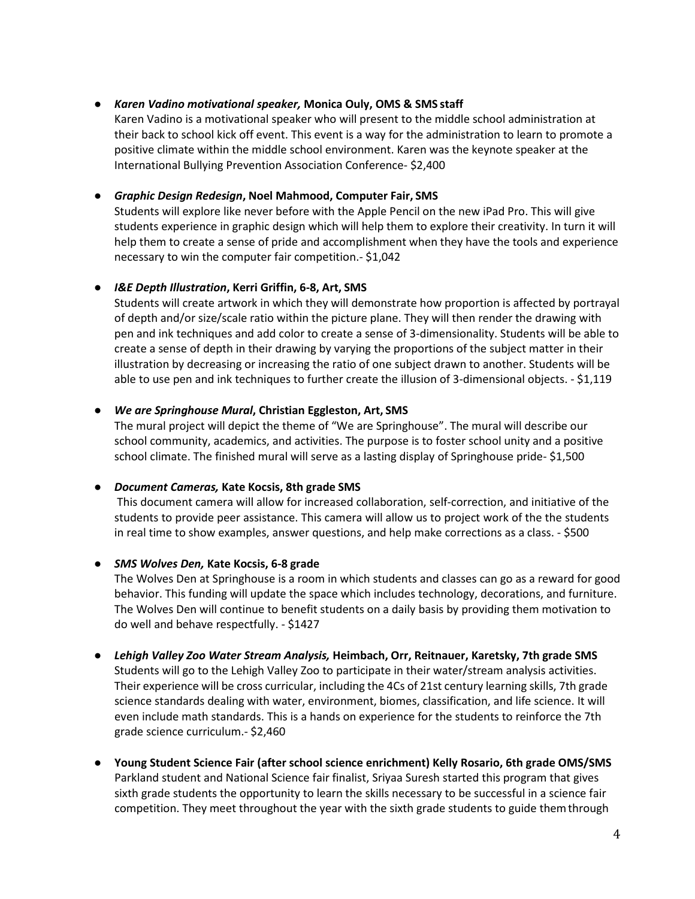- ***Karen Vadino motivational speaker,* Monica Ouly, OMS & SMS staff**
  Karen Vadino is a motivational speaker who will present to the middle school administration at their back to school kick off event. This event is a way for the administration to learn to promote a positive climate within the middle school environment. Karen was the keynote speaker at the International Bullying Prevention Association Conference- $2,400

- ***Graphic Design Redesign*, Noel Mahmood, Computer Fair, SMS**
  Students will explore like never before with the Apple Pencil on the new iPad Pro. This will give students experience in graphic design which will help them to explore their creativity. In turn it will help them to create a sense of pride and accomplishment when they have the tools and experience necessary to win the computer fair competition.- $1,042

- ***I&E Depth Illustration*, Kerri Griffin, 6-8, Art, SMS**
  Students will create artwork in which they will demonstrate how proportion is affected by portrayal of depth and/or size/scale ratio within the picture plane. They will then render the drawing with pen and ink techniques and add color to create a sense of 3-dimensionality. Students will be able to create a sense of depth in their drawing by varying the proportions of the subject matter in their illustration by decreasing or increasing the ratio of one subject drawn to another. Students will be able to use pen and ink techniques to further create the illusion of 3-dimensional objects. - $1,119

- ***We are Springhouse Mural*, Christian Eggleston, Art, SMS**
  The mural project will depict the theme of "We are Springhouse". The mural will describe our school community, academics, and activities. The purpose is to foster school unity and a positive school climate. The finished mural will serve as a lasting display of Springhouse pride- $1,500

- ***Document Cameras,* Kate Kocsis, 8th grade SMS**
  This document camera will allow for increased collaboration, self-correction, and initiative of the students to provide peer assistance. This camera will allow us to project work of the the students in real time to show examples, answer questions, and help make corrections as a class. - $500

- ***SMS Wolves Den,* Kate Kocsis, 6-8 grade**
  The Wolves Den at Springhouse is a room in which students and classes can go as a reward for good behavior. This funding will update the space which includes technology, decorations, and furniture. The Wolves Den will continue to benefit students on a daily basis by providing them motivation to do well and behave respectfully. - $1427

- ***Lehigh Valley Zoo Water Stream Analysis,* Heimbach, Orr, Reitnauer, Karetsky, 7th grade SMS**
  Students will go to the Lehigh Valley Zoo to participate in their water/stream analysis activities. Their experience will be cross curricular, including the 4Cs of 21st century learning skills, 7th grade science standards dealing with water, environment, biomes, classification, and life science. It will even include math standards. This is a hands on experience for the students to reinforce the 7th grade science curriculum.- $2,460

- **Young Student Science Fair (after school science enrichment) Kelly Rosario, 6th grade OMS/SMS**
  Parkland student and National Science fair finalist, Sriyaa Suresh started this program that gives sixth grade students the opportunity to learn the skills necessary to be successful in a science fair competition. They meet throughout the year with the sixth grade students to guide them through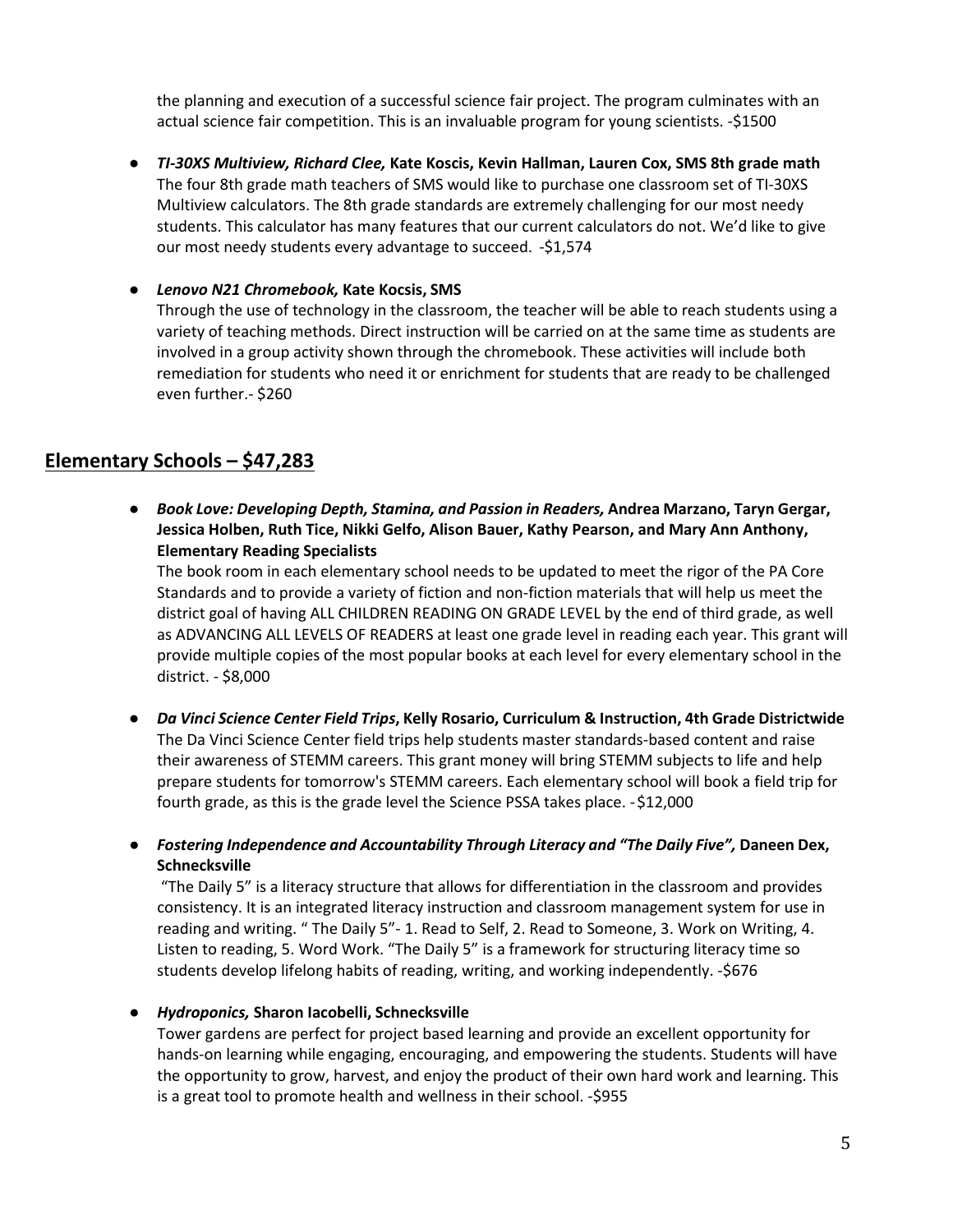the planning and execution of a successful science fair project. The program culminates with an actual science fair competition. This is an invaluable program for young scientists. -$1500

- ***TI-30XS Multiview, Richard Clee,* Kate Koscis, Kevin Hallman, Lauren Cox, SMS 8th grade math**
  The four 8th grade math teachers of SMS would like to purchase one classroom set of TI-30XS Multiview calculators. The 8th grade standards are extremely challenging for our most needy students. This calculator has many features that our current calculators do not. We'd like to give our most needy students every advantage to succeed. -$1,574

- ***Lenovo N21 Chromebook,* Kate Kocsis, SMS**
  Through the use of technology in the classroom, the teacher will be able to reach students using a variety of teaching methods. Direct instruction will be carried on at the same time as students are involved in a group activity shown through the chromebook. These activities will include both remediation for students who need it or enrichment for students that are ready to be challenged even further.- $260

## Elementary Schools – $47,283

- ***Book Love: Developing Depth, Stamina, and Passion in Readers,* Andrea Marzano, Taryn Gergar, Jessica Holben, Ruth Tice, Nikki Gelfo, Alison Bauer, Kathy Pearson, and Mary Ann Anthony, Elementary Reading Specialists**
  The book room in each elementary school needs to be updated to meet the rigor of the PA Core Standards and to provide a variety of fiction and non-fiction materials that will help us meet the district goal of having ALL CHILDREN READING ON GRADE LEVEL by the end of third grade, as well as ADVANCING ALL LEVELS OF READERS at least one grade level in reading each year. This grant will provide multiple copies of the most popular books at each level for every elementary school in the district. - $8,000

- ***Da Vinci Science Center Field Trips*, Kelly Rosario, Curriculum & Instruction, 4th Grade Districtwide**
  The Da Vinci Science Center field trips help students master standards-based content and raise their awareness of STEMM careers. This grant money will bring STEMM subjects to life and help prepare students for tomorrow's STEMM careers. Each elementary school will book a field trip for fourth grade, as this is the grade level the Science PSSA takes place. -$12,000

- ***Fostering Independence and Accountability Through Literacy and "The Daily Five",* Daneen Dex, Schnecksville**
  "The Daily 5" is a literacy structure that allows for differentiation in the classroom and provides consistency. It is an integrated literacy instruction and classroom management system for use in reading and writing. " The Daily 5"- 1. Read to Self, 2. Read to Someone, 3. Work on Writing, 4. Listen to reading, 5. Word Work. "The Daily 5" is a framework for structuring literacy time so students develop lifelong habits of reading, writing, and working independently. -$676

- ***Hydroponics,* Sharon Iacobelli, Schnecksville**
  Tower gardens are perfect for project based learning and provide an excellent opportunity for hands-on learning while engaging, encouraging, and empowering the students. Students will have the opportunity to grow, harvest, and enjoy the product of their own hard work and learning. This is a great tool to promote health and wellness in their school. -$955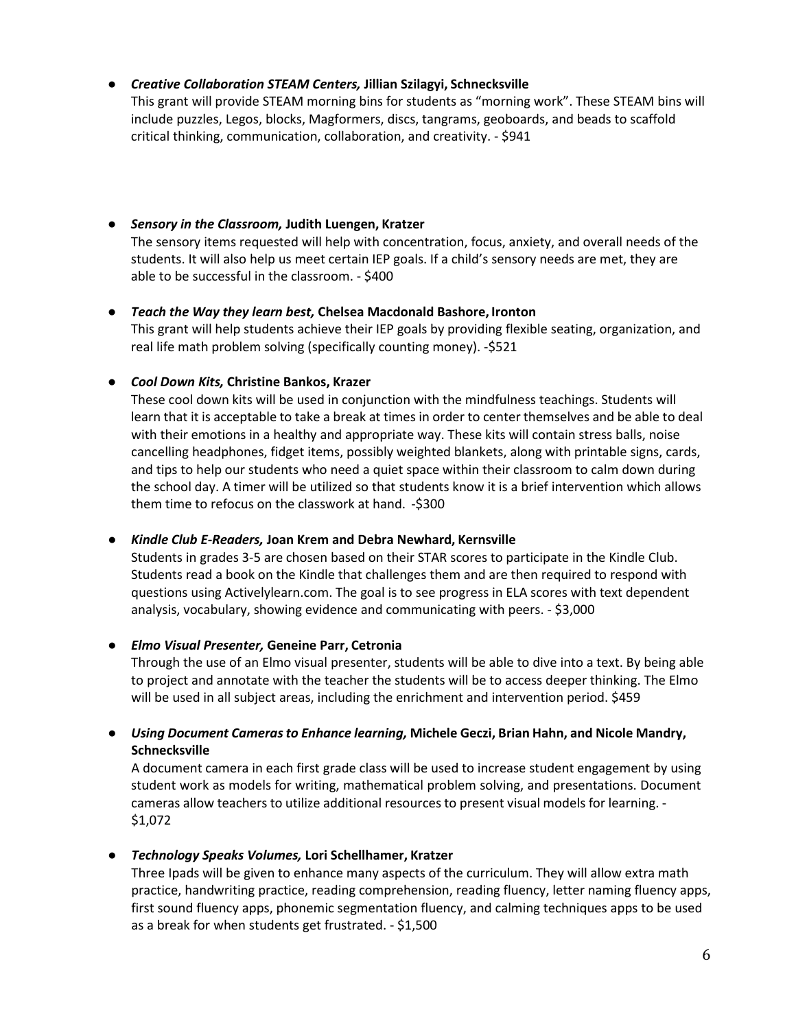- ***Creative Collaboration STEAM Centers,* Jillian Szilagyi, Schnecksville**
  This grant will provide STEAM morning bins for students as "morning work". These STEAM bins will include puzzles, Legos, blocks, Magformers, discs, tangrams, geoboards, and beads to scaffold critical thinking, communication, collaboration, and creativity. - $941

- ***Sensory in the Classroom,* Judith Luengen, Kratzer**
  The sensory items requested will help with concentration, focus, anxiety, and overall needs of the students. It will also help us meet certain IEP goals. If a child's sensory needs are met, they are able to be successful in the classroom. - $400

- ***Teach the Way they learn best,* Chelsea Macdonald Bashore, Ironton**
  This grant will help students achieve their IEP goals by providing flexible seating, organization, and real life math problem solving (specifically counting money). -$521

- ***Cool Down Kits,* Christine Bankos, Krazer**
  These cool down kits will be used in conjunction with the mindfulness teachings. Students will learn that it is acceptable to take a break at times in order to center themselves and be able to deal with their emotions in a healthy and appropriate way. These kits will contain stress balls, noise cancelling headphones, fidget items, possibly weighted blankets, along with printable signs, cards, and tips to help our students who need a quiet space within their classroom to calm down during the school day. A timer will be utilized so that students know it is a brief intervention which allows them time to refocus on the classwork at hand. -$300

- ***Kindle Club E-Readers,* Joan Krem and Debra Newhard, Kernsville**
  Students in grades 3-5 are chosen based on their STAR scores to participate in the Kindle Club. Students read a book on the Kindle that challenges them and are then required to respond with questions using Activelylearn.com. The goal is to see progress in ELA scores with text dependent analysis, vocabulary, showing evidence and communicating with peers. - $3,000

- ***Elmo Visual Presenter,* Geneine Parr, Cetronia**
  Through the use of an Elmo visual presenter, students will be able to dive into a text. By being able to project and annotate with the teacher the students will be to access deeper thinking. The Elmo will be used in all subject areas, including the enrichment and intervention period. $459

- ***Using Document Cameras to Enhance learning,* Michele Geczi, Brian Hahn, and Nicole Mandry, Schnecksville**
  A document camera in each first grade class will be used to increase student engagement by using student work as models for writing, mathematical problem solving, and presentations. Document cameras allow teachers to utilize additional resources to present visual models for learning. - $1,072

- ***Technology Speaks Volumes,* Lori Schellhamer, Kratzer**
  Three Ipads will be given to enhance many aspects of the curriculum. They will allow extra math practice, handwriting practice, reading comprehension, reading fluency, letter naming fluency apps, first sound fluency apps, phonemic segmentation fluency, and calming techniques apps to be used as a break for when students get frustrated. - $1,500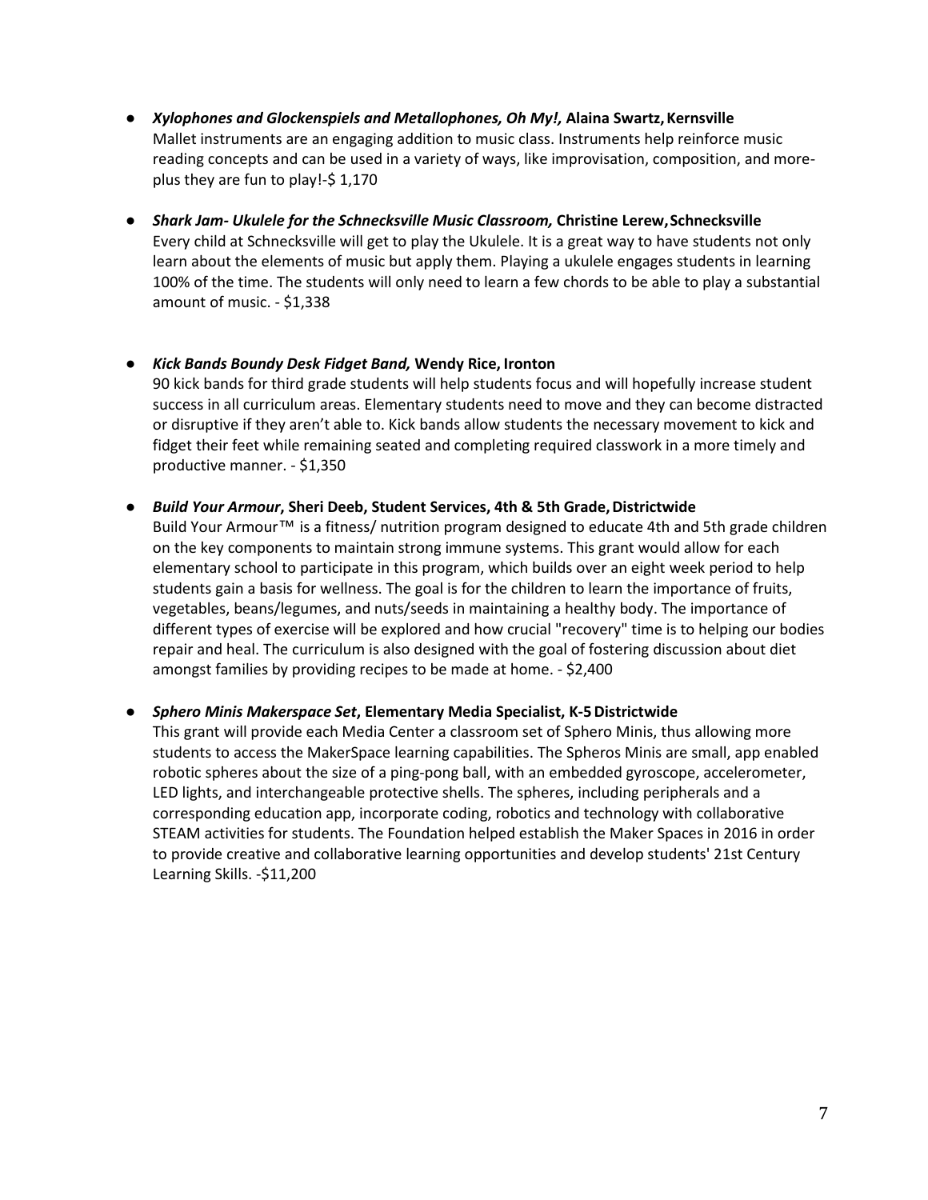- ***Xylophones and Glockenspiels and Metallophones, Oh My!,* Alaina Swartz, Kernsville**
  Mallet instruments are an engaging addition to music class. Instruments help reinforce music reading concepts and can be used in a variety of ways, like improvisation, composition, and more- plus they are fun to play!-$ 1,170

- ***Shark Jam- Ukulele for the Schnecksville Music Classroom,* Christine Lerew, Schnecksville**
  Every child at Schnecksville will get to play the Ukulele. It is a great way to have students not only learn about the elements of music but apply them. Playing a ukulele engages students in learning 100% of the time. The students will only need to learn a few chords to be able to play a substantial amount of music. - $1,338

- ***Kick Bands Boundy Desk Fidget Band,* Wendy Rice, Ironton**
  90 kick bands for third grade students will help students focus and will hopefully increase student success in all curriculum areas. Elementary students need to move and they can become distracted or disruptive if they aren't able to. Kick bands allow students the necessary movement to kick and fidget their feet while remaining seated and completing required classwork in a more timely and productive manner. - $1,350

- ***Build Your Armour*, Sheri Deeb, Student Services, 4th & 5th Grade, Districtwide**
  Build Your Armour™ is a fitness/ nutrition program designed to educate 4th and 5th grade children on the key components to maintain strong immune systems. This grant would allow for each elementary school to participate in this program, which builds over an eight week period to help students gain a basis for wellness. The goal is for the children to learn the importance of fruits, vegetables, beans/legumes, and nuts/seeds in maintaining a healthy body. The importance of different types of exercise will be explored and how crucial "recovery" time is to helping our bodies repair and heal. The curriculum is also designed with the goal of fostering discussion about diet amongst families by providing recipes to be made at home. - $2,400

- ***Sphero Minis Makerspace Set*, Elementary Media Specialist, K-5 Districtwide**
  This grant will provide each Media Center a classroom set of Sphero Minis, thus allowing more students to access the MakerSpace learning capabilities. The Spheros Minis are small, app enabled robotic spheres about the size of a ping-pong ball, with an embedded gyroscope, accelerometer, LED lights, and interchangeable protective shells. The spheres, including peripherals and a corresponding education app, incorporate coding, robotics and technology with collaborative STEAM activities for students. The Foundation helped establish the Maker Spaces in 2016 in order to provide creative and collaborative learning opportunities and develop students' 21st Century Learning Skills. -$11,200